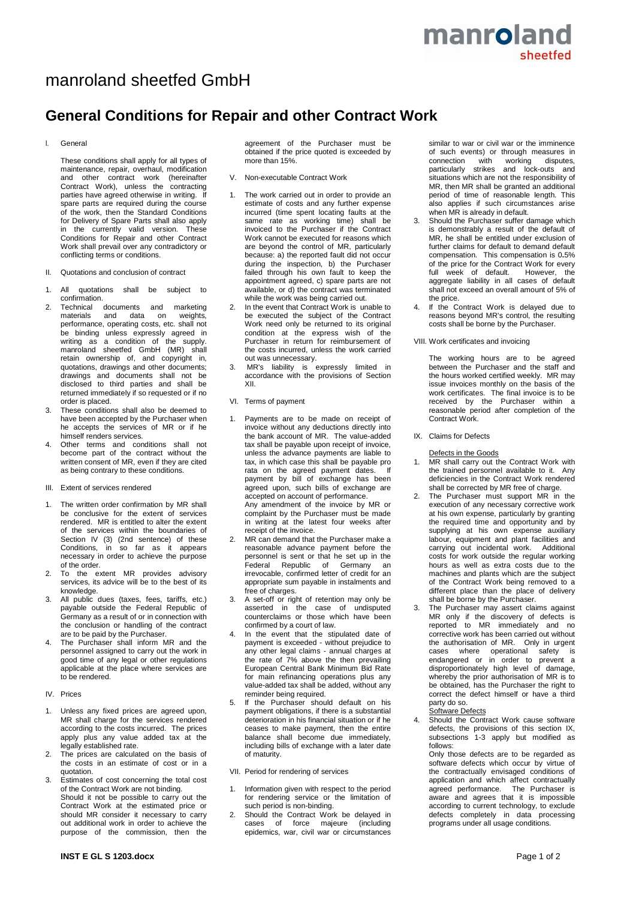# manroland sheetfed GmbH

## General Conditions for Repair and other Contract Work

### I. General

These conditions shall apply for all types of maintenance, repair, overhaul, modification and other contract work (hereinafter Contract Work), unless the contracting parties have agreed otherwise in writing. If spare parts are required during the course of the work, then the Standard Conditions for Delivery of Spare Parts shall also apply in the currently valid version. These Conditions for Repair and other Contract Work shall prevail over any contradictory or conflicting terms or conditions.

### II. Quotations and conclusion of contract

1. All quotations shall be subject to confirmation.
2. Technical documents and marketing materials and data on weights, performance, operating costs, etc. shall not be binding unless expressly agreed in writing as a condition of the supply. manroland sheetfed GmbH (MR) shall retain ownership of, and copyright in, quotations, drawings and other documents; drawings and documents shall not be disclosed to third parties and shall be returned immediately if so requested or if no order is placed.
3. These conditions shall also be deemed to have been accepted by the Purchaser when he accepts the services of MR or if he himself renders services.
4. Other terms and conditions shall not become part of the contract without the written consent of MR, even if they are cited as being contrary to these conditions.

### III. Extent of services rendered

1. The written order confirmation by MR shall be conclusive for the extent of services rendered. MR is entitled to alter the extent of the services within the boundaries of Section IV (3) (2nd sentence) of these Conditions, in so far as it appears necessary in order to achieve the purpose of the order.
2. To the extent MR provides advisory services, its advice will be to the best of its knowledge.
3. All public dues (taxes, fees, tariffs, etc.) payable outside the Federal Republic of Germany as a result of or in connection with the conclusion or handling of the contract are to be paid by the Purchaser.
4. The Purchaser shall inform MR and the personnel assigned to carry out the work in good time of any legal or other regulations applicable at the place where services are to be rendered.

### IV. Prices

1. Unless any fixed prices are agreed upon, MR shall charge for the services rendered according to the costs incurred. The prices apply plus any value added tax at the legally established rate.
2. The prices are calculated on the basis of the costs in an estimate of cost or in a quotation.
3. Estimates of cost concerning the total cost of the Contract Work are not binding.
   Should it not be possible to carry out the Contract Work at the estimated price or should MR consider it necessary to carry out additional work in order to achieve the purpose of the commission, then the agreement of the Purchaser must be obtained if the price quoted is exceeded by more than 15%.

### V. Non-executable Contract Work

1. The work carried out in order to provide an estimate of costs and any further expense incurred (time spent locating faults at the same rate as working time) shall be invoiced to the Purchaser if the Contract Work cannot be executed for reasons which are beyond the control of MR, particularly because: a) the reported fault did not occur during the inspection, b) the Purchaser failed through his own fault to keep the appointment agreed, c) spare parts are not available, or d) the contract was terminated while the work was being carried out.
2. In the event that Contract Work is unable to be executed the subject of the Contract Work need only be returned to its original condition at the express wish of the Purchaser in return for reimbursement of the costs incurred, unless the work carried out was unnecessary.
3. MR's liability is expressly limited in accordance with the provisions of Section XII.

### VI. Terms of payment

1. Payments are to be made on receipt of invoice without any deductions directly into the bank account of MR. The value-added tax shall be payable upon receipt of invoice, unless the advance payments are liable to tax, in which case this shall be payable pro rata on the agreed payment dates. If payment by bill of exchange has been agreed upon, such bills of exchange are accepted on account of performance.
   Any amendment of the invoice by MR or complaint by the Purchaser must be made in writing at the latest four weeks after receipt of the invoice.
2. MR can demand that the Purchaser make a reasonable advance payment before the personnel is sent or that he set up in the Federal Republic of Germany an irrevocable, confirmed letter of credit for an appropriate sum payable in instalments and free of charges.
3. A set-off or right of retention may only be asserted in the case of undisputed counterclaims or those which have been confirmed by a court of law.
4. In the event that the stipulated date of payment is exceeded - without prejudice to any other legal claims - annual charges at the rate of 7% above the then prevailing European Central Bank Minimum Bid Rate for main refinancing operations plus any value-added tax shall be added, without any reminder being required.
5. If the Purchaser should default on his payment obligations, if there is a substantial deterioration in his financial situation or if he ceases to make payment, then the entire balance shall become due immediately, including bills of exchange with a later date of maturity.

### VII. Period for rendering of services

1. Information given with respect to the period for rendering service or the limitation of such period is non-binding.
2. Should the Contract Work be delayed in cases of force majeure (including epidemics, war, civil war or circumstances similar to war or civil war or the imminence of such events) or through measures in connection with working disputes, particularly strikes and lock-outs and situations which are not the responsibility of MR, then MR shall be granted an additional period of time of reasonable length. This also applies if such circumstances arise when MR is already in default.
3. Should the Purchaser suffer damage which is demonstrably a result of the default of MR, he shall be entitled under exclusion of further claims for default to demand default compensation. This compensation is 0.5% of the price for the Contract Work for every full week of default. However, the aggregate liability in all cases of default shall not exceed an overall amount of 5% of the price.
4. If the Contract Work is delayed due to reasons beyond MR's control, the resulting costs shall be borne by the Purchaser.

### VIII. Work certificates and invoicing

The working hours are to be agreed between the Purchaser and the staff and the hours worked certified weekly. MR may issue invoices monthly on the basis of the work certificates. The final invoice is to be received by the Purchaser within a reasonable period after completion of the Contract Work.

### IX. Claims for Defects

Defects in the Goods

1. MR shall carry out the Contract Work with the trained personnel available to it. Any deficiencies in the Contract Work rendered shall be corrected by MR free of charge.
2. The Purchaser must support MR in the execution of any necessary corrective work at his own expense, particularly by granting the required time and opportunity and by supplying at his own expense auxiliary labour, equipment and plant facilities and carrying out incidental work. Additional costs for work outside the regular working hours as well as extra costs due to the machines and plants which are the subject of the Contract Work being removed to a different place than the place of delivery shall be borne by the Purchaser.
3. The Purchaser may assert claims against MR only if the discovery of defects is reported to MR immediately and no corrective work has been carried out without the authorisation of MR. Only in urgent cases where operational safety is endangered or in order to prevent a disproportionately high level of damage, whereby the prior authorisation of MR is to be obtained, has the Purchaser the right to correct the defect himself or have a third party do so.

Software Defects

4. Should the Contract Work cause software defects, the provisions of this section IX, subsections 1-3 apply but modified as follows:
   Only those defects are to be regarded as software defects which occur by virtue of the contractually envisaged conditions of application and which affect contractually agreed performance. The Purchaser is aware and agrees that it is impossible according to current technology, to exclude defects completely in data processing programs under all usage conditions.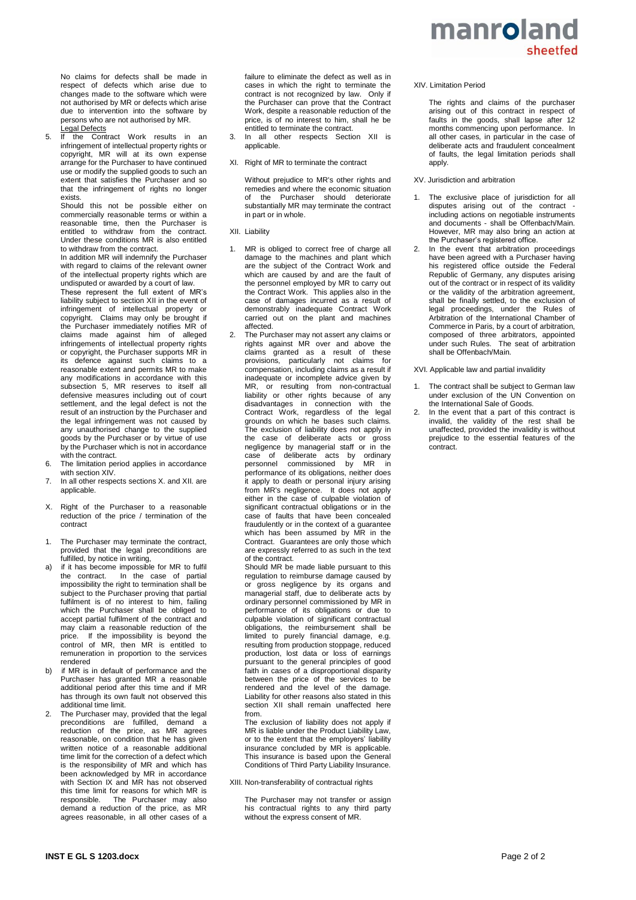No claims for defects shall be made in respect of defects which arise due to changes made to the software which were not authorised by MR or defects which arise due to intervention into the software by persons who are not authorised by MR.

Legal Defects

5. If the Contract Work results in an infringement of intellectual property rights or copyright, MR will at its own expense arrange for the Purchaser to have continued use or modify the supplied goods to such an extent that satisfies the Purchaser and so that the infringement of rights no longer exists.
   Should this not be possible either on commercially reasonable terms or within a reasonable time, then the Purchaser is entitled to withdraw from the contract. Under these conditions MR is also entitled to withdraw from the contract.
   In addition MR will indemnify the Purchaser with regard to claims of the relevant owner of the intellectual property rights which are undisputed or awarded by a court of law.
   These represent the full extent of MR's liability subject to section XII in the event of infringement of intellectual property or copyright. Claims may only be brought if the Purchaser immediately notifies MR of claims made against him of alleged infringements of intellectual property rights or copyright, the Purchaser supports MR in its defence against such claims to a reasonable extent and permits MR to make any modifications in accordance with this subsection 5, MR reserves to itself all defensive measures including out of court settlement, and the legal defect is not the result of an instruction by the Purchaser and the legal infringement was not caused by any unauthorised change to the supplied goods by the Purchaser or by virtue of use by the Purchaser which is not in accordance with the contract.
6. The limitation period applies in accordance with section XIV.
7. In all other respects sections X. and XII. are applicable.

X. Right of the Purchaser to a reasonable reduction of the price / termination of the contract

1. The Purchaser may terminate the contract, provided that the legal preconditions are fulfilled, by notice in writing,
   a) if it has become impossible for MR to fulfil the contract. In the case of partial impossibility the right to termination shall be subject to the Purchaser proving that partial fulfilment is of no interest to him, failing which the Purchaser shall be obliged to accept partial fulfilment of the contract and may claim a reasonable reduction of the price. If the impossibility is beyond the control of MR, then MR is entitled to remuneration in proportion to the services rendered
   b) if MR is in default of performance and the Purchaser has granted MR a reasonable additional period after this time and if MR has through its own fault not observed this additional time limit.
2. The Purchaser may, provided that the legal preconditions are fulfilled, demand a reduction of the price, as MR agrees reasonable, on condition that he has given written notice of a reasonable additional time limit for the correction of a defect which is the responsibility of MR and which has been acknowledged by MR in accordance with Section IX and MR has not observed this time limit for reasons for which MR is responsible. The Purchaser may also demand a reduction of the price, as MR agrees reasonable, in all other cases of a failure to eliminate the defect as well as in cases in which the right to terminate the contract is not recognized by law. Only if the Purchaser can prove that the Contract Work, despite a reasonable reduction of the price, is of no interest to him, shall he be entitled to terminate the contract.
3. In all other respects Section XII is applicable.

XI. Right of MR to terminate the contract

Without prejudice to MR's other rights and remedies and where the economic situation of the Purchaser should deteriorate substantially MR may terminate the contract in part or in whole.

XII. Liability

1. MR is obliged to correct free of charge all damage to the machines and plant which are the subject of the Contract Work and which are caused by and are the fault of the personnel employed by MR to carry out the Contract Work. This applies also in the case of damages incurred as a result of demonstrably inadequate Contract Work carried out on the plant and machines affected.
2. The Purchaser may not assert any claims or rights against MR over and above the claims granted as a result of these provisions, particularly not claims for compensation, including claims as a result if inadequate or incomplete advice given by MR, or resulting from non-contractual liability or other rights because of any disadvantages in connection with the Contract Work, regardless of the legal grounds on which he bases such claims. The exclusion of liability does not apply in the case of deliberate acts or gross negligence by managerial staff or in the case of deliberate acts by ordinary personnel commissioned by MR in performance of its obligations, neither does it apply to death or personal injury arising from MR's negligence. It does not apply either in the case of culpable violation of significant contractual obligations or in the case of faults that have been concealed fraudulently or in the context of a guarantee which has been assumed by MR in the Contract. Guarantees are only those which are expressly referred to as such in the text of the contract.
   Should MR be made liable pursuant to this regulation to reimburse damage caused by or gross negligence by its organs and managerial staff, due to deliberate acts by ordinary personnel commissioned by MR in performance of its obligations or due to culpable violation of significant contractual obligations, the reimbursement shall be limited to purely financial damage, e.g. resulting from production stoppage, reduced production, lost data or loss of earnings pursuant to the general principles of good faith in cases of a disproportional disparity between the price of the services to be rendered and the level of the damage. Liability for other reasons also stated in this section XII shall remain unaffected here from.
   The exclusion of liability does not apply if MR is liable under the Product Liability Law, or to the extent that the employers' liability insurance concluded by MR is applicable. This insurance is based upon the General Conditions of Third Party Liability Insurance.

XIII. Non-transferability of contractual rights

The Purchaser may not transfer or assign his contractual rights to any third party without the express consent of MR.

XIV. Limitation Period

The rights and claims of the purchaser arising out of this contract in respect of faults in the goods, shall lapse after 12 months commencing upon performance. In all other cases, in particular in the case of deliberate acts and fraudulent concealment of faults, the legal limitation periods shall apply.

XV. Jurisdiction and arbitration

1. The exclusive place of jurisdiction for all disputes arising out of the contract - including actions on negotiable instruments and documents - shall be Offenbach/Main. However, MR may also bring an action at the Purchaser's registered office.
2. In the event that arbitration proceedings have been agreed with a Purchaser having his registered office outside the Federal Republic of Germany, any disputes arising out of the contract or in respect of its validity or the validity of the arbitration agreement, shall be finally settled, to the exclusion of legal proceedings, under the Rules of Arbitration of the International Chamber of Commerce in Paris, by a court of arbitration, composed of three arbitrators, appointed under such Rules. The seat of arbitration shall be Offenbach/Main.

XVI. Applicable law and partial invalidity

1. The contract shall be subject to German law under exclusion of the UN Convention on the International Sale of Goods.
2. In the event that a part of this contract is invalid, the validity of the rest shall be unaffected, provided the invalidity is without prejudice to the essential features of the contract.